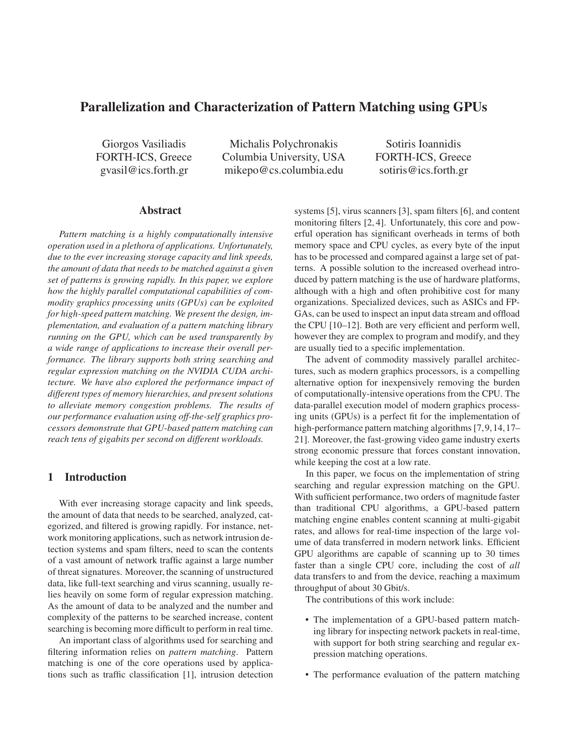# Parallelization and Characterization of Pattern Matching using GPUs

Giorgos Vasiliadis
FORTH-ICS, Greece
gvasil@ics.forth.gr

Michalis Polychronakis
Columbia University, USA
mikepo@cs.columbia.edu

Sotiris Ioannidis
FORTH-ICS, Greece
sotiris@ics.forth.gr

## Abstract

*Pattern matching is a highly computationally intensive operation used in a plethora of applications. Unfortunately, due to the ever increasing storage capacity and link speeds, the amount of data that needs to be matched against a given set of patterns is growing rapidly. In this paper, we explore how the highly parallel computational capabilities of commodity graphics processing units (GPUs) can be exploited for high-speed pattern matching. We present the design, implementation, and evaluation of a pattern matching library running on the GPU, which can be used transparently by a wide range of applications to increase their overall performance. The library supports both string searching and regular expression matching on the NVIDIA CUDA architecture. We have also explored the performance impact of different types of memory hierarchies, and present solutions to alleviate memory congestion problems. The results of our performance evaluation using off-the-self graphics processors demonstrate that GPU-based pattern matching can reach tens of gigabits per second on different workloads.*

## 1 Introduction

With ever increasing storage capacity and link speeds, the amount of data that needs to be searched, analyzed, categorized, and filtered is growing rapidly. For instance, network monitoring applications, such as network intrusion detection systems and spam filters, need to scan the contents of a vast amount of network traffic against a large number of threat signatures. Moreover, the scanning of unstructured data, like full-text searching and virus scanning, usually relies heavily on some form of regular expression matching. As the amount of data to be analyzed and the number and complexity of the patterns to be searched increase, content searching is becoming more difficult to perform in real time.

An important class of algorithms used for searching and filtering information relies on *pattern matching*. Pattern matching is one of the core operations used by applications such as traffic classification [1], intrusion detection systems [5], virus scanners [3], spam filters [6], and content monitoring filters [2, 4]. Unfortunately, this core and powerful operation has significant overheads in terms of both memory space and CPU cycles, as every byte of the input has to be processed and compared against a large set of patterns. A possible solution to the increased overhead introduced by pattern matching is the use of hardware platforms, although with a high and often prohibitive cost for many organizations. Specialized devices, such as ASICs and FPGAs, can be used to inspect an input data stream and offload the CPU [10–12]. Both are very efficient and perform well, however they are complex to program and modify, and they are usually tied to a specific implementation.

The advent of commodity massively parallel architectures, such as modern graphics processors, is a compelling alternative option for inexpensively removing the burden of computationally-intensive operations from the CPU. The data-parallel execution model of modern graphics processing units (GPUs) is a perfect fit for the implementation of high-performance pattern matching algorithms [7, 9, 14, 17–21]. Moreover, the fast-growing video game industry exerts strong economic pressure that forces constant innovation, while keeping the cost at a low rate.

In this paper, we focus on the implementation of string searching and regular expression matching on the GPU. With sufficient performance, two orders of magnitude faster than traditional CPU algorithms, a GPU-based pattern matching engine enables content scanning at multi-gigabit rates, and allows for real-time inspection of the large volume of data transferred in modern network links. Efficient GPU algorithms are capable of scanning up to 30 times faster than a single CPU core, including the cost of *all* data transfers to and from the device, reaching a maximum throughput of about 30 Gbit/s.

The contributions of this work include:

- The implementation of a GPU-based pattern matching library for inspecting network packets in real-time, with support for both string searching and regular expression matching operations.
- The performance evaluation of the pattern matching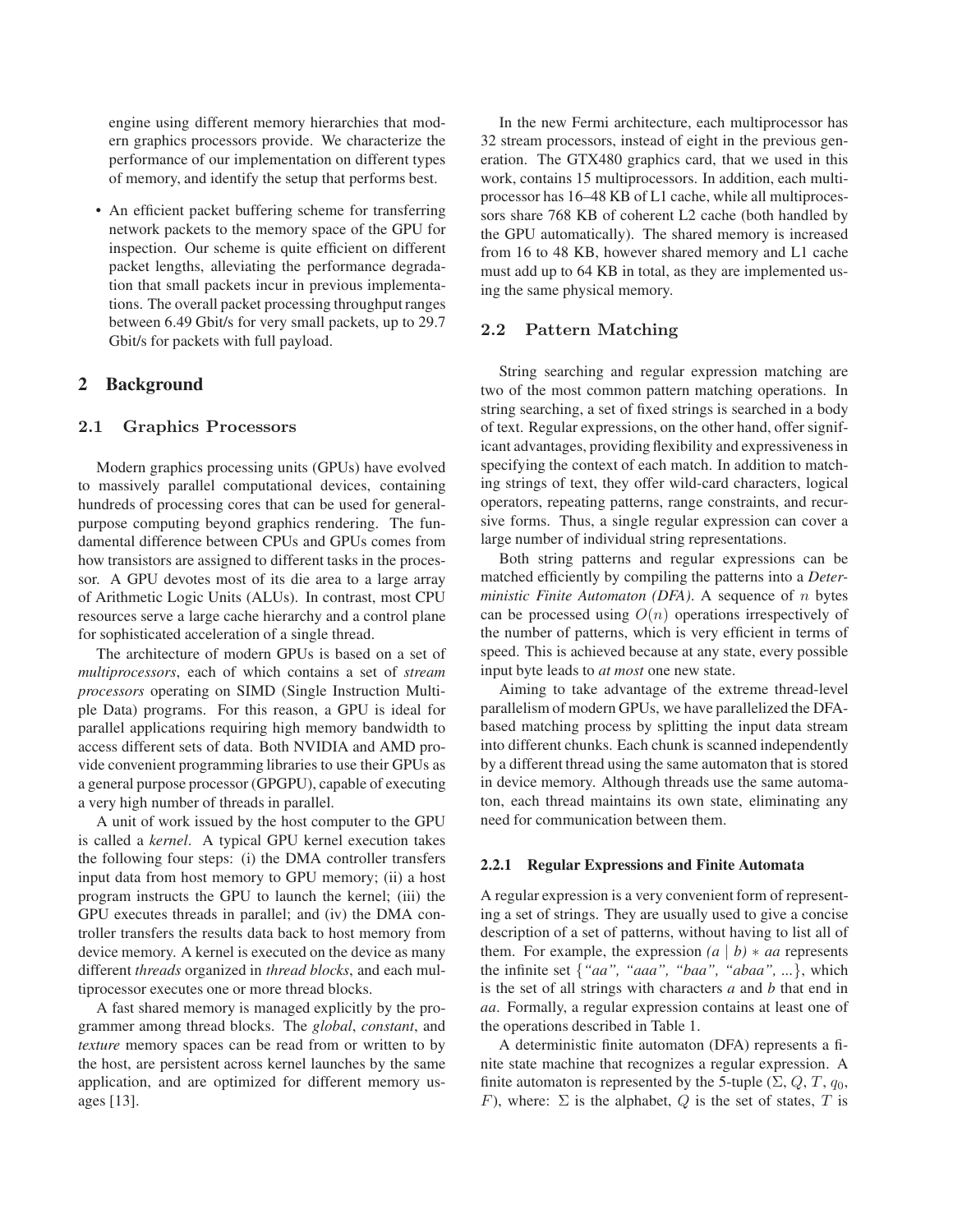engine using different memory hierarchies that modern graphics processors provide. We characterize the performance of our implementation on different types of memory, and identify the setup that performs best.

- An efficient packet buffering scheme for transferring network packets to the memory space of the GPU for inspection. Our scheme is quite efficient on different packet lengths, alleviating the performance degradation that small packets incur in previous implementations. The overall packet processing throughput ranges between 6.49 Gbit/s for very small packets, up to 29.7 Gbit/s for packets with full payload.

## 2 Background

### 2.1 Graphics Processors

Modern graphics processing units (GPUs) have evolved to massively parallel computational devices, containing hundreds of processing cores that can be used for general-purpose computing beyond graphics rendering. The fundamental difference between CPUs and GPUs comes from how transistors are assigned to different tasks in the processor. A GPU devotes most of its die area to a large array of Arithmetic Logic Units (ALUs). In contrast, most CPU resources serve a large cache hierarchy and a control plane for sophisticated acceleration of a single thread.

The architecture of modern GPUs is based on a set of *multiprocessors*, each of which contains a set of *stream processors* operating on SIMD (Single Instruction Multiple Data) programs. For this reason, a GPU is ideal for parallel applications requiring high memory bandwidth to access different sets of data. Both NVIDIA and AMD provide convenient programming libraries to use their GPUs as a general purpose processor (GPGPU), capable of executing a very high number of threads in parallel.

A unit of work issued by the host computer to the GPU is called a *kernel*. A typical GPU kernel execution takes the following four steps: (i) the DMA controller transfers input data from host memory to GPU memory; (ii) a host program instructs the GPU to launch the kernel; (iii) the GPU executes threads in parallel; and (iv) the DMA controller transfers the results data back to host memory from device memory. A kernel is executed on the device as many different *threads* organized in *thread blocks*, and each multiprocessor executes one or more thread blocks.

A fast shared memory is managed explicitly by the programmer among thread blocks. The *global*, *constant*, and *texture* memory spaces can be read from or written to by the host, are persistent across kernel launches by the same application, and are optimized for different memory usages [13].

In the new Fermi architecture, each multiprocessor has 32 stream processors, instead of eight in the previous generation. The GTX480 graphics card, that we used in this work, contains 15 multiprocessors. In addition, each multiprocessor has 16–48 KB of L1 cache, while all multiprocessors share 768 KB of coherent L2 cache (both handled by the GPU automatically). The shared memory is increased from 16 to 48 KB, however shared memory and L1 cache must add up to 64 KB in total, as they are implemented using the same physical memory.

### 2.2 Pattern Matching

String searching and regular expression matching are two of the most common pattern matching operations. In string searching, a set of fixed strings is searched in a body of text. Regular expressions, on the other hand, offer significant advantages, providing flexibility and expressiveness in specifying the context of each match. In addition to matching strings of text, they offer wild-card characters, logical operators, repeating patterns, range constraints, and recursive forms. Thus, a single regular expression can cover a large number of individual string representations.

Both string patterns and regular expressions can be matched efficiently by compiling the patterns into a *Deterministic Finite Automaton (DFA)*. A sequence of $n$ bytes can be processed using $O(n)$ operations irrespectively of the number of patterns, which is very efficient in terms of speed. This is achieved because at any state, every possible input byte leads to *at most* one new state.

Aiming to take advantage of the extreme thread-level parallelism of modern GPUs, we have parallelized the DFA-based matching process by splitting the input data stream into different chunks. Each chunk is scanned independently by a different thread using the same automaton that is stored in device memory. Although threads use the same automaton, each thread maintains its own state, eliminating any need for communication between them.

#### 2.2.1 Regular Expressions and Finite Automata

A regular expression is a very convenient form of representing a set of strings. They are usually used to give a concise description of a set of patterns, without having to list all of them. For example, the expression $(a \mid b) * aa$ represents the infinite set {*"aa", "aaa", "baa", "abaa", ...*}, which is the set of all strings with characters *a* and *b* that end in *aa*. Formally, a regular expression contains at least one of the operations described in Table 1.

A deterministic finite automaton (DFA) represents a finite state machine that recognizes a regular expression. A finite automaton is represented by the 5-tuple ($\Sigma$, $Q$, $T$, $q_0$, $F$), where: $\Sigma$ is the alphabet, $Q$ is the set of states, $T$ is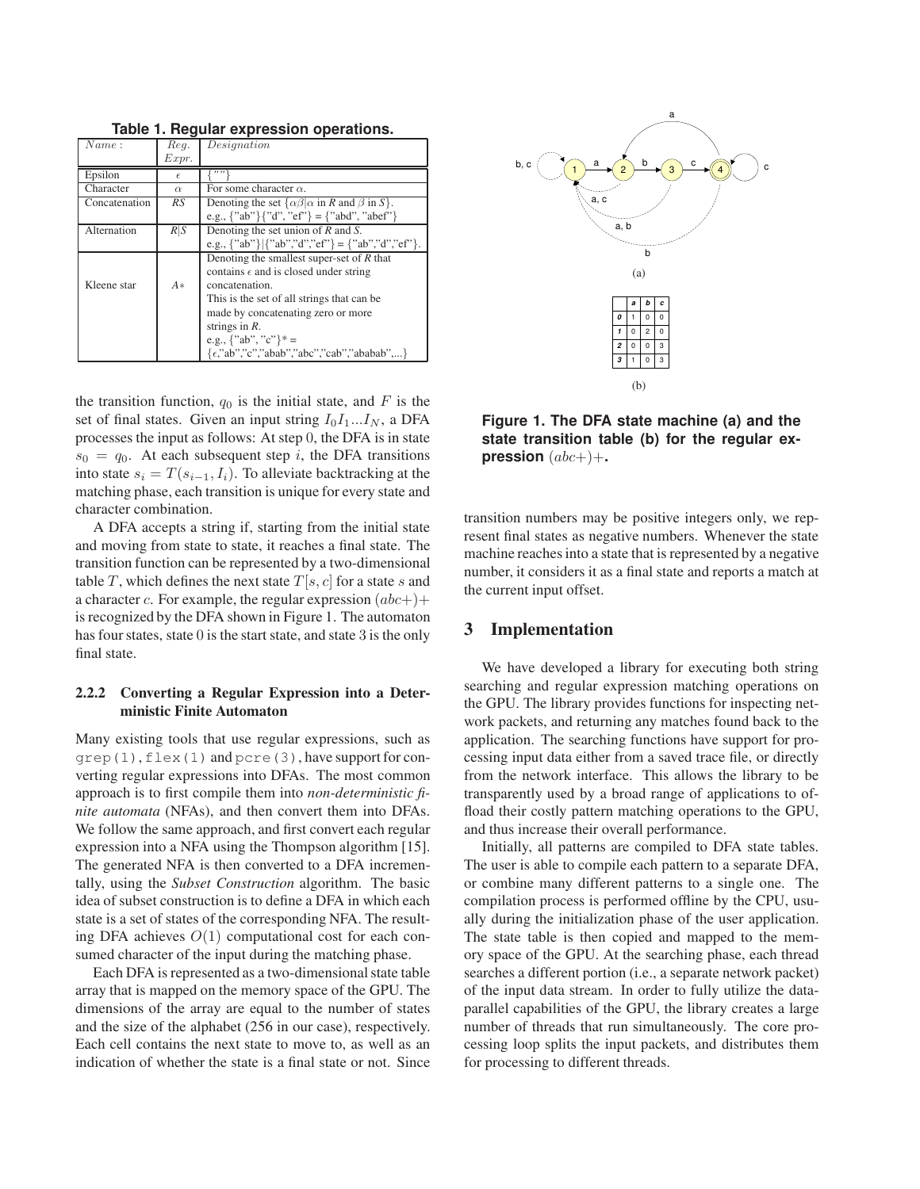**Table 1. Regular expression operations.**

| *Name*: | *Reg. Expr.* | *Designation* |
|---|---|---|
| Epsilon | $\epsilon$ | {""} |
| Character | $\alpha$ | For some character $\alpha$. |
| Concatenation | *RS* | Denoting the set $\{\alpha\beta \mid \alpha$ in *R* and $\beta$ in *S*$\}$. e.g., {"ab"}{"d", "ef"} = {"abd", "abef"} |
| Alternation | *R*\|*S* | Denoting the set union of *R* and *S*. e.g., {"ab"}\|{"ab","d","ef"} = {"ab","d","ef"}. |
| Kleene star | $A*$ | Denoting the smallest super-set of *R* that contains $\epsilon$ and is closed under string concatenation. This is the set of all strings that can be made by concatenating zero or more strings in *R*. e.g., {"ab", "c"}* = {$\epsilon$,"ab","c","abab","abc","cab","ababab",...} |

the transition function, $q_0$ is the initial state, and $F$ is the set of final states. Given an input string $I_0 I_1 ... I_N$, a DFA processes the input as follows: At step 0, the DFA is in state $s_0 = q_0$. At each subsequent step $i$, the DFA transitions into state $s_i = T(s_{i-1}, I_i)$. To alleviate backtracking at the matching phase, each transition is unique for every state and character combination.

A DFA accepts a string if, starting from the initial state and moving from state to state, it reaches a final state. The transition function can be represented by a two-dimensional table $T$, which defines the next state $T[s, c]$ for a state $s$ and a character $c$. For example, the regular expression $(abc+)+$ is recognized by the DFA shown in Figure 1. The automaton has four states, state 0 is the start state, and state 3 is the only final state.

#### 2.2.2 Converting a Regular Expression into a Deterministic Finite Automaton

Many existing tools that use regular expressions, such as `grep(1)`, `flex(1)` and `pcre(3)`, have support for converting regular expressions into DFAs. The most common approach is to first compile them into *non-deterministic finite automata* (NFAs), and then convert them into DFAs. We follow the same approach, and first convert each regular expression into a NFA using the Thompson algorithm [15]. The generated NFA is then converted to a DFA incrementally, using the *Subset Construction* algorithm. The basic idea of subset construction is to define a DFA in which each state is a set of states of the corresponding NFA. The resulting DFA achieves $O(1)$ computational cost for each consumed character of the input during the matching phase.

Each DFA is represented as a two-dimensional state table array that is mapped on the memory space of the GPU. The dimensions of the array are equal to the number of states and the size of the alphabet (256 in our case), respectively. Each cell contains the next state to move to, as well as an indication of whether the state is a final state or not. Since

(a)

| | a | b | c |
|---|---|---|---|
| 0 | 1 | 0 | 0 |
| 1 | 0 | 2 | 0 |
| 2 | 0 | 0 | 3 |
| 3 | 1 | 0 | 3 |

(b)

**Figure 1. The DFA state machine (a) and the state transition table (b) for the regular expression** $(abc+)+$**.**

transition numbers may be positive integers only, we represent final states as negative numbers. Whenever the state machine reaches into a state that is represented by a negative number, it considers it as a final state and reports a match at the current input offset.

## 3 Implementation

We have developed a library for executing both string searching and regular expression matching operations on the GPU. The library provides functions for inspecting network packets, and returning any matches found back to the application. The searching functions have support for processing input data either from a saved trace file, or directly from the network interface. This allows the library to be transparently used by a broad range of applications to offload their costly pattern matching operations to the GPU, and thus increase their overall performance.

Initially, all patterns are compiled to DFA state tables. The user is able to compile each pattern to a separate DFA, or combine many different patterns to a single one. The compilation process is performed offline by the CPU, usually during the initialization phase of the user application. The state table is then copied and mapped to the memory space of the GPU. At the searching phase, each thread searches a different portion (i.e., a separate network packet) of the input data stream. In order to fully utilize the data-parallel capabilities of the GPU, the library creates a large number of threads that run simultaneously. The core processing loop splits the input packets, and distributes them for processing to different threads.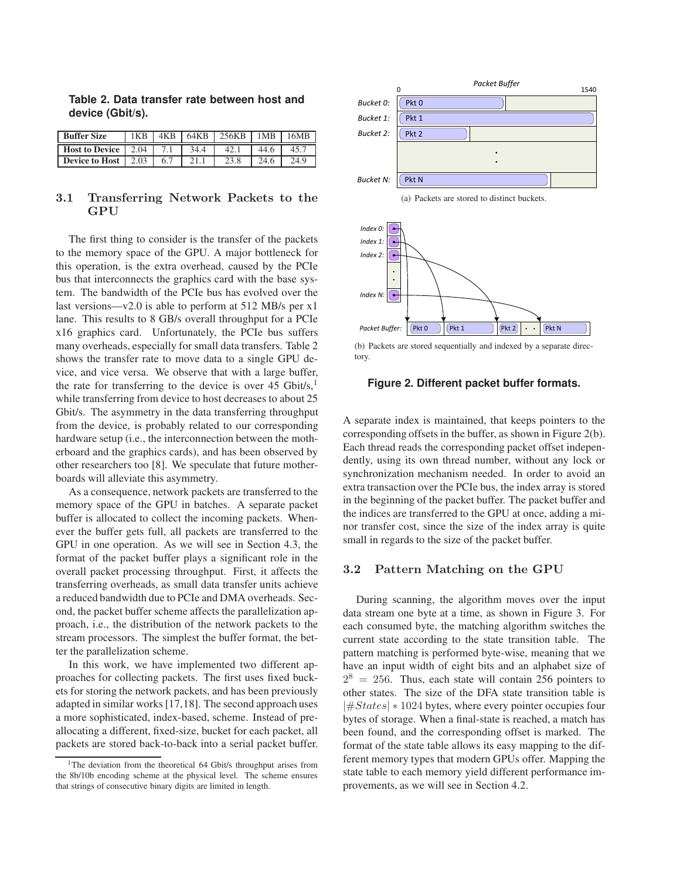**Table 2. Data transfer rate between host and device (Gbit/s).**

| Buffer Size | 1KB | 4KB | 64KB | 256KB | 1MB | 16MB |
|---|---|---|---|---|---|---|
| **Host to Device** | 2.04 | 7.1 | 34.4 | 42.1 | 44.6 | 45.7 |
| **Device to Host** | 2.03 | 6.7 | 21.1 | 23.8 | 24.6 | 24.9 |

### 3.1 Transferring Network Packets to the GPU

The first thing to consider is the transfer of the packets to the memory space of the GPU. A major bottleneck for this operation, is the extra overhead, caused by the PCIe bus that interconnects the graphics card with the base system. The bandwidth of the PCIe bus has evolved over the last versions—v2.0 is able to perform at 512 MB/s per x1 lane. This results to 8 GB/s overall throughput for a PCIe x16 graphics card. Unfortunately, the PCIe bus suffers many overheads, especially for small data transfers. Table 2 shows the transfer rate to move data to a single GPU device, and vice versa. We observe that with a large buffer, the rate for transferring to the device is over 45 Gbit/s,[1] while transferring from device to host decreases to about 25 Gbit/s. The asymmetry in the data transferring throughput from the device, is probably related to our corresponding hardware setup (i.e., the interconnection between the motherboard and the graphics cards), and has been observed by other researchers too [8]. We speculate that future motherboards will alleviate this asymmetry.

As a consequence, network packets are transferred to the memory space of the GPU in batches. A separate packet buffer is allocated to collect the incoming packets. Whenever the buffer gets full, all packets are transferred to the GPU in one operation. As we will see in Section 4.3, the format of the packet buffer plays a significant role in the overall packet processing throughput. First, it affects the transferring overheads, as small data transfer units achieve a reduced bandwidth due to PCIe and DMA overheads. Second, the packet buffer scheme affects the parallelization approach, i.e., the distribution of the network packets to the stream processors. The simplest the buffer format, the better the parallelization scheme.

In this work, we have implemented two different approaches for collecting packets. The first uses fixed buckets for storing the network packets, and has been previously adapted in similar works [17,18]. The second approach uses a more sophisticated, index-based, scheme. Instead of pre-allocating a different, fixed-size, bucket for each packet, all packets are stored back-to-back into a serial packet buffer. A separate index is maintained, that keeps pointers to the corresponding offsets in the buffer, as shown in Figure 2(b). Each thread reads the corresponding packet offset independently, using its own thread number, without any lock or synchronization mechanism needed. In order to avoid an extra transaction over the PCIe bus, the index array is stored in the beginning of the packet buffer. The packet buffer and the indices are transferred to the GPU at once, adding a minor transfer cost, since the size of the index array is quite small in regards to the size of the packet buffer.

[1] The deviation from the theoretical 64 Gbit/s throughput arises from the 8b/10b encoding scheme at the physical level. The scheme ensures that strings of consecutive binary digits are limited in length.

(a) Packets are stored to distinct buckets.

(b) Packets are stored sequentially and indexed by a separate directory.

**Figure 2. Different packet buffer formats.**

### 3.2 Pattern Matching on the GPU

During scanning, the algorithm moves over the input data stream one byte at a time, as shown in Figure 3. For each consumed byte, the matching algorithm switches the current state according to the state transition table. The pattern matching is performed byte-wise, meaning that we have an input width of eight bits and an alphabet size of $2^8 = 256$. Thus, each state will contain 256 pointers to other states. The size of the DFA state transition table is $|\#States| * 1024$ bytes, where every pointer occupies four bytes of storage. When a final-state is reached, a match has been found, and the corresponding offset is marked. The format of the state table allows its easy mapping to the different memory types that modern GPUs offer. Mapping the state table to each memory yield different performance improvements, as we will see in Section 4.2.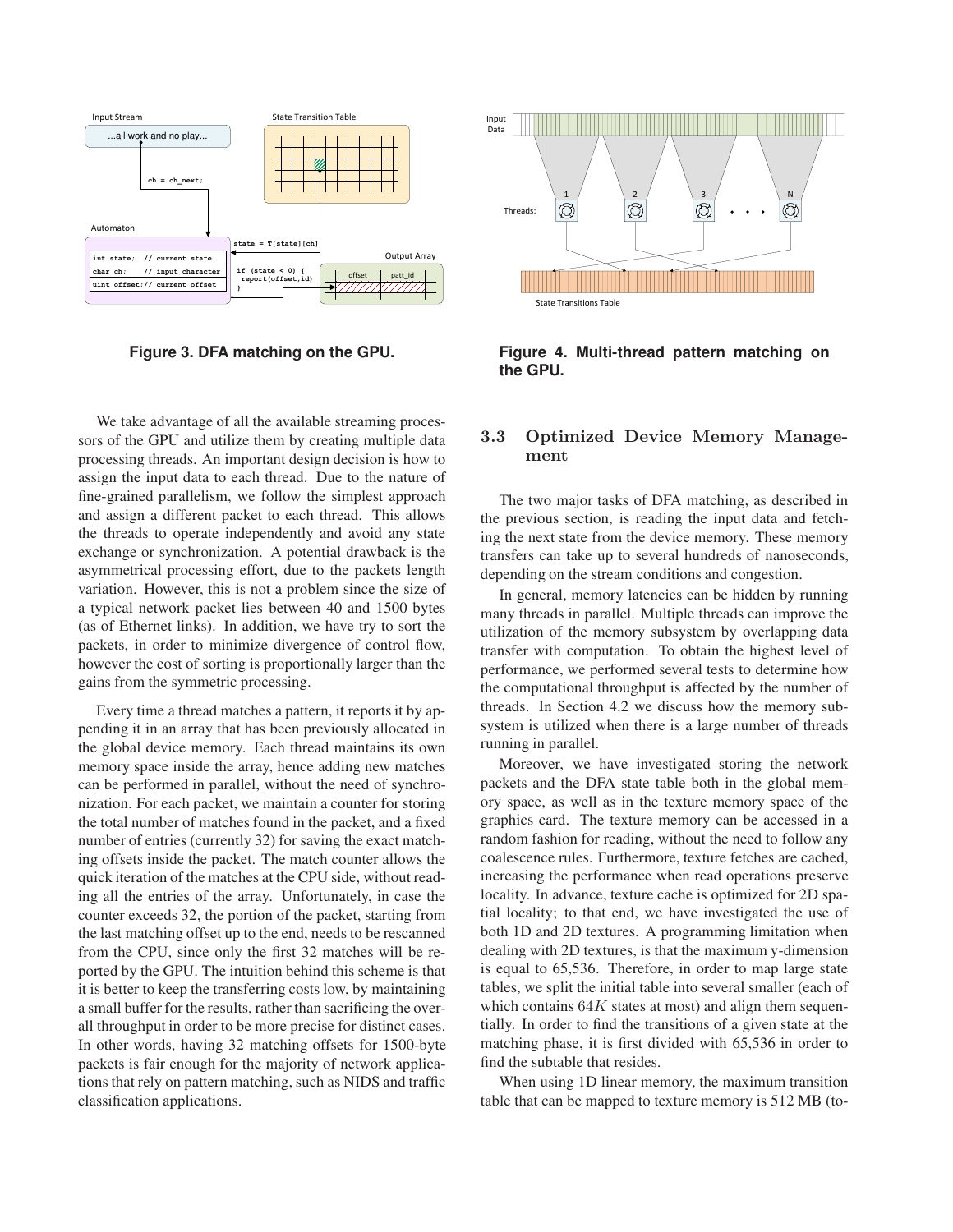Figure 3. DFA matching on the GPU.

Figure 4. Multi-thread pattern matching on the GPU.

We take advantage of all the available streaming processors of the GPU and utilize them by creating multiple data processing threads. An important design decision is how to assign the input data to each thread. Due to the nature of fine-grained parallelism, we follow the simplest approach and assign a different packet to each thread. This allows the threads to operate independently and avoid any state exchange or synchronization. A potential drawback is the asymmetrical processing effort, due to the packets length variation. However, this is not a problem since the size of a typical network packet lies between 40 and 1500 bytes (as of Ethernet links). In addition, we have try to sort the packets, in order to minimize divergence of control flow, however the cost of sorting is proportionally larger than the gains from the symmetric processing.

Every time a thread matches a pattern, it reports it by appending it in an array that has been previously allocated in the global device memory. Each thread maintains its own memory space inside the array, hence adding new matches can be performed in parallel, without the need of synchronization. For each packet, we maintain a counter for storing the total number of matches found in the packet, and a fixed number of entries (currently 32) for saving the exact matching offsets inside the packet. The match counter allows the quick iteration of the matches at the CPU side, without reading all the entries of the array. Unfortunately, in case the counter exceeds 32, the portion of the packet, starting from the last matching offset up to the end, needs to be rescanned from the CPU, since only the first 32 matches will be reported by the GPU. The intuition behind this scheme is that it is better to keep the transferring costs low, by maintaining a small buffer for the results, rather than sacrificing the overall throughput in order to be more precise for distinct cases. In other words, having 32 matching offsets for 1500-byte packets is fair enough for the majority of network applications that rely on pattern matching, such as NIDS and traffic classification applications.

### 3.3 Optimized Device Memory Management

The two major tasks of DFA matching, as described in the previous section, is reading the input data and fetching the next state from the device memory. These memory transfers can take up to several hundreds of nanoseconds, depending on the stream conditions and congestion.

In general, memory latencies can be hidden by running many threads in parallel. Multiple threads can improve the utilization of the memory subsystem by overlapping data transfer with computation. To obtain the highest level of performance, we performed several tests to determine how the computational throughput is affected by the number of threads. In Section 4.2 we discuss how the memory subsystem is utilized when there is a large number of threads running in parallel.

Moreover, we have investigated storing the network packets and the DFA state table both in the global memory space, as well as in the texture memory space of the graphics card. The texture memory can be accessed in a random fashion for reading, without the need to follow any coalescence rules. Furthermore, texture fetches are cached, increasing the performance when read operations preserve locality. In advance, texture cache is optimized for 2D spatial locality; to that end, we have investigated the use of both 1D and 2D textures. A programming limitation when dealing with 2D textures, is that the maximum y-dimension is equal to 65,536. Therefore, in order to map large state tables, we split the initial table into several smaller (each of which contains $64K$ states at most) and align them sequentially. In order to find the transitions of a given state at the matching phase, it is first divided with 65,536 in order to find the subtable that resides.

When using 1D linear memory, the maximum transition table that can be mapped to texture memory is 512 MB (to-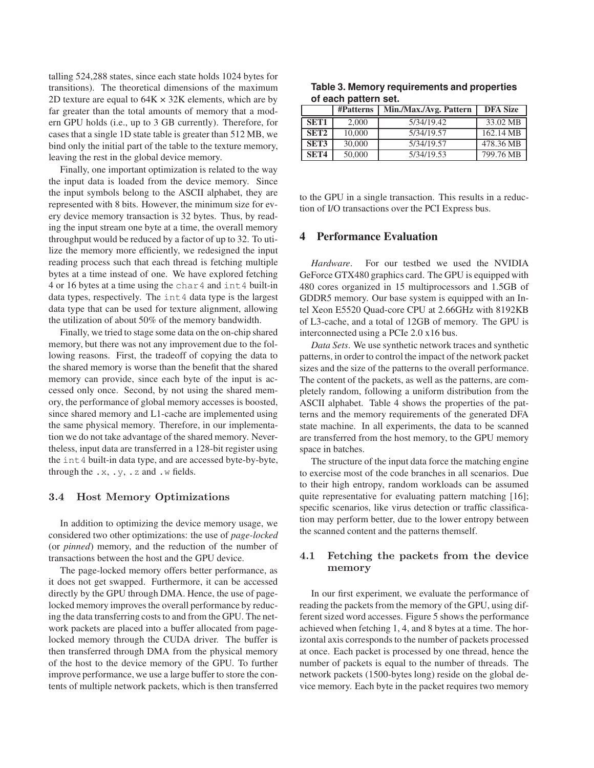talling 524,288 states, since each state holds 1024 bytes for transitions). The theoretical dimensions of the maximum 2D texture are equal to 64K × 32K elements, which are by far greater than the total amounts of memory that a modern GPU holds (i.e., up to 3 GB currently). Therefore, for cases that a single 1D state table is greater than 512 MB, we bind only the initial part of the table to the texture memory, leaving the rest in the global device memory.

Finally, one important optimization is related to the way the input data is loaded from the device memory. Since the input symbols belong to the ASCII alphabet, they are represented with 8 bits. However, the minimum size for every device memory transaction is 32 bytes. Thus, by reading the input stream one byte at a time, the overall memory throughput would be reduced by a factor of up to 32. To utilize the memory more efficiently, we redesigned the input reading process such that each thread is fetching multiple bytes at a time instead of one. We have explored fetching 4 or 16 bytes at a time using the `char4` and `int4` built-in data types, respectively. The `int4` data type is the largest data type that can be used for texture alignment, allowing the utilization of about 50% of the memory bandwidth.

Finally, we tried to stage some data on the on-chip shared memory, but there was not any improvement due to the following reasons. First, the tradeoff of copying the data to the shared memory is worse than the benefit that the shared memory can provide, since each byte of the input is accessed only once. Second, by not using the shared memory, the performance of global memory accesses is boosted, since shared memory and L1-cache are implemented using the same physical memory. Therefore, in our implementation we do not take advantage of the shared memory. Nevertheless, input data are transferred in a 128-bit register using the `int4` built-in data type, and are accessed byte-by-byte, through the `.x`, `.y`, `.z` and `.w` fields.

### 3.4 Host Memory Optimizations

In addition to optimizing the device memory usage, we considered two other optimizations: the use of *page-locked* (or *pinned*) memory, and the reduction of the number of transactions between the host and the GPU device.

The page-locked memory offers better performance, as it does not get swapped. Furthermore, it can be accessed directly by the GPU through DMA. Hence, the use of page-locked memory improves the overall performance by reducing the data transferring costs to and from the GPU. The network packets are placed into a buffer allocated from page-locked memory through the CUDA driver. The buffer is then transferred through DMA from the physical memory of the host to the device memory of the GPU. To further improve performance, we use a large buffer to store the contents of multiple network packets, which is then transferred to the GPU in a single transaction. This results in a reduction of I/O transactions over the PCI Express bus.

**Table 3. Memory requirements and properties of each pattern set.**

| | #Patterns | Min./Max./Avg. Pattern | DFA Size |
|---|---|---|---|
| **SET1** | 2,000 | 5/34/19.42 | 33.02 MB |
| **SET2** | 10,000 | 5/34/19.57 | 162.14 MB |
| **SET3** | 30,000 | 5/34/19.57 | 478.36 MB |
| **SET4** | 50,000 | 5/34/19.53 | 799.76 MB |

## 4 Performance Evaluation

*Hardware*. For our testbed we used the NVIDIA GeForce GTX480 graphics card. The GPU is equipped with 480 cores organized in 15 multiprocessors and 1.5GB of GDDR5 memory. Our base system is equipped with an Intel Xeon E5520 Quad-core CPU at 2.66GHz with 8192KB of L3-cache, and a total of 12GB of memory. The GPU is interconnected using a PCIe 2.0 x16 bus.

*Data Sets*. We use synthetic network traces and synthetic patterns, in order to control the impact of the network packet sizes and the size of the patterns to the overall performance. The content of the packets, as well as the patterns, are completely random, following a uniform distribution from the ASCII alphabet. Table 4 shows the properties of the patterns and the memory requirements of the generated DFA state machine. In all experiments, the data to be scanned are transferred from the host memory, to the GPU memory space in batches.

The structure of the input data force the matching engine to exercise most of the code branches in all scenarios. Due to their high entropy, random workloads can be assumed quite representative for evaluating pattern matching [16]; specific scenarios, like virus detection or traffic classification may perform better, due to the lower entropy between the scanned content and the patterns themself.

### 4.1 Fetching the packets from the device memory

In our first experiment, we evaluate the performance of reading the packets from the memory of the GPU, using different sized word accesses. Figure 5 shows the performance achieved when fetching 1, 4, and 8 bytes at a time. The horizontal axis corresponds to the number of packets processed at once. Each packet is processed by one thread, hence the number of packets is equal to the number of threads. The network packets (1500-bytes long) reside on the global device memory. Each byte in the packet requires two memory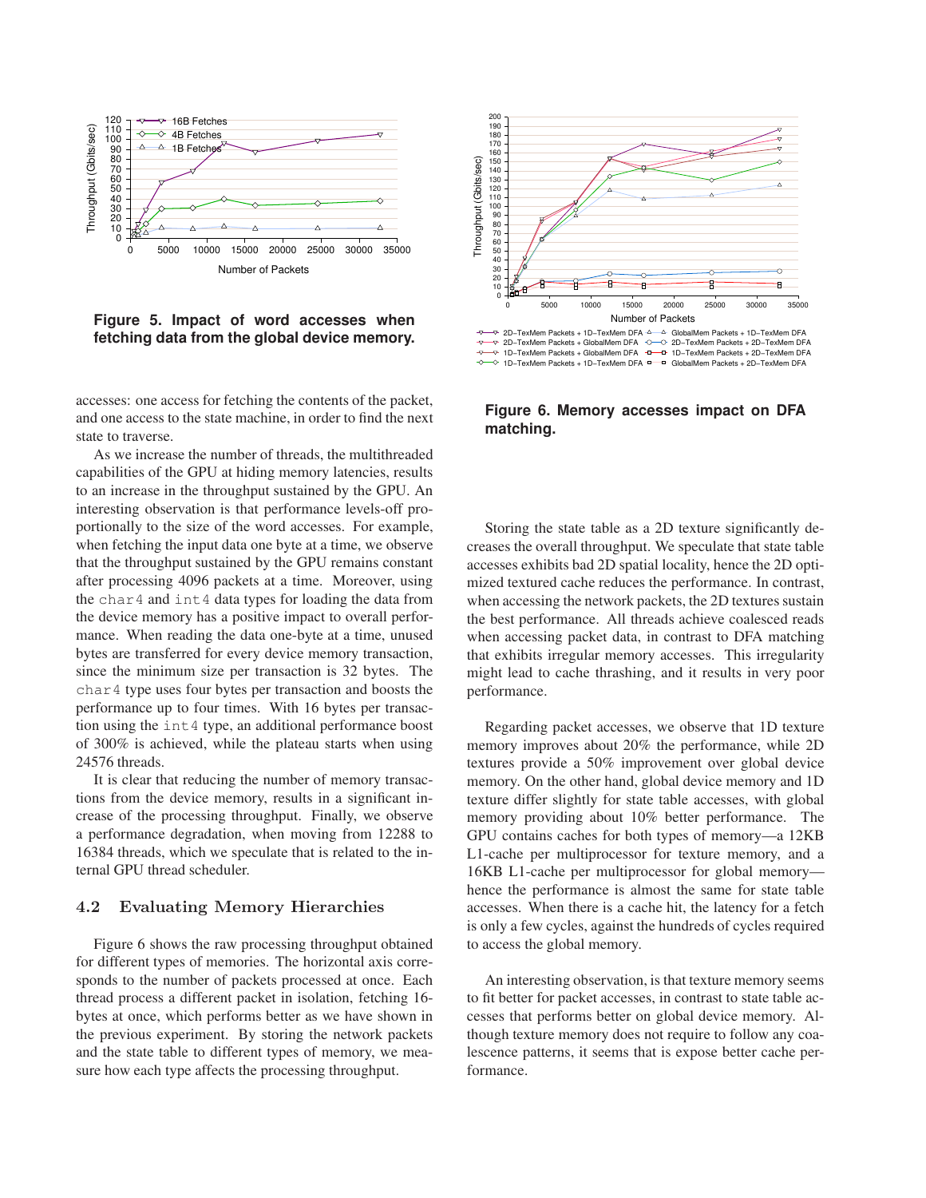**Figure 5. Impact of word accesses when fetching data from the global device memory.**

accesses: one access for fetching the contents of the packet, and one access to the state machine, in order to find the next state to traverse.

As we increase the number of threads, the multithreaded capabilities of the GPU at hiding memory latencies, results to an increase in the throughput sustained by the GPU. An interesting observation is that performance levels-off proportionally to the size of the word accesses. For example, when fetching the input data one byte at a time, we observe that the throughput sustained by the GPU remains constant after processing 4096 packets at a time. Moreover, using the `char4` and `int4` data types for loading the data from the device memory has a positive impact to overall performance. When reading the data one-byte at a time, unused bytes are transferred for every device memory transaction, since the minimum size per transaction is 32 bytes. The `char4` type uses four bytes per transaction and boosts the performance up to four times. With 16 bytes per transaction using the `int4` type, an additional performance boost of 300% is achieved, while the plateau starts when using 24576 threads.

It is clear that reducing the number of memory transactions from the device memory, results in a significant increase of the processing throughput. Finally, we observe a performance degradation, when moving from 12288 to 16384 threads, which we speculate that is related to the internal GPU thread scheduler.

### 4.2 Evaluating Memory Hierarchies

Figure 6 shows the raw processing throughput obtained for different types of memories. The horizontal axis corresponds to the number of packets processed at once. Each thread process a different packet in isolation, fetching 16-bytes at once, which performs better as we have shown in the previous experiment. By storing the network packets and the state table to different types of memory, we measure how each type affects the processing throughput.

**Figure 6. Memory accesses impact on DFA matching.**

Storing the state table as a 2D texture significantly decreases the overall throughput. We speculate that state table accesses exhibits bad 2D spatial locality, hence the 2D optimized textured cache reduces the performance. In contrast, when accessing the network packets, the 2D textures sustain the best performance. All threads achieve coalesced reads when accessing packet data, in contrast to DFA matching that exhibits irregular memory accesses. This irregularity might lead to cache thrashing, and it results in very poor performance.

Regarding packet accesses, we observe that 1D texture memory improves about 20% the performance, while 2D textures provide a 50% improvement over global device memory. On the other hand, global device memory and 1D texture differ slightly for state table accesses, with global memory providing about 10% better performance. The GPU contains caches for both types of memory—a 12KB L1-cache per multiprocessor for texture memory, and a 16KB L1-cache per multiprocessor for global memory—hence the performance is almost the same for state table accesses. When there is a cache hit, the latency for a fetch is only a few cycles, against the hundreds of cycles required to access the global memory.

An interesting observation, is that texture memory seems to fit better for packet accesses, in contrast to state table accesses that performs better on global device memory. Although texture memory does not require to follow any coalescence patterns, it seems that is expose better cache performance.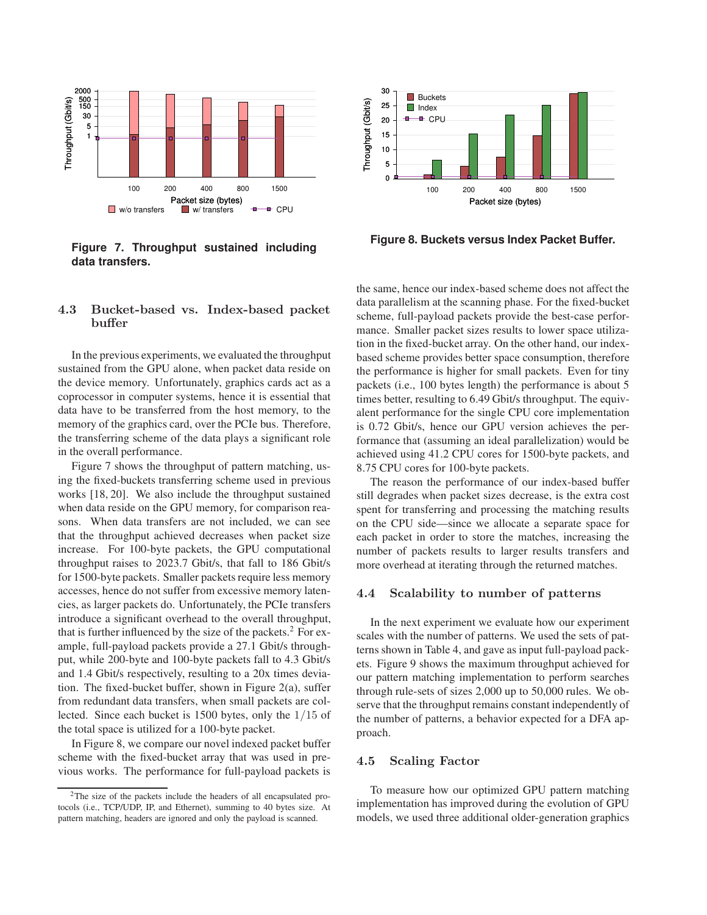**Figure 7. Throughput sustained including data transfers.**

**Figure 8. Buckets versus Index Packet Buffer.**

### 4.3 Bucket-based vs. Index-based packet buffer

In the previous experiments, we evaluated the throughput sustained from the GPU alone, when packet data reside on the device memory. Unfortunately, graphics cards act as a coprocessor in computer systems, hence it is essential that data have to be transferred from the host memory, to the memory of the graphics card, over the PCIe bus. Therefore, the transferring scheme of the data plays a significant role in the overall performance.

Figure 7 shows the throughput of pattern matching, using the fixed-buckets transferring scheme used in previous works [18, 20]. We also include the throughput sustained when data reside on the GPU memory, for comparison reasons. When data transfers are not included, we can see that the throughput achieved decreases when packet size increase. For 100-byte packets, the GPU computational throughput raises to 2023.7 Gbit/s, that fall to 186 Gbit/s for 1500-byte packets. Smaller packets require less memory accesses, hence do not suffer from excessive memory latencies, as larger packets do. Unfortunately, the PCIe transfers introduce a significant overhead to the overall throughput, that is further influenced by the size of the packets.[2] For example, full-payload packets provide a 27.1 Gbit/s throughput, while 200-byte and 100-byte packets fall to 4.3 Gbit/s and 1.4 Gbit/s respectively, resulting to a 20x times deviation. The fixed-bucket buffer, shown in Figure 2(a), suffer from redundant data transfers, when small packets are collected. Since each bucket is 1500 bytes, only the $1/15$ of the total space is utilized for a 100-byte packet.

In Figure 8, we compare our novel indexed packet buffer scheme with the fixed-bucket array that was used in previous works. The performance for full-payload packets is the same, hence our index-based scheme does not affect the data parallelism at the scanning phase. For the fixed-bucket scheme, full-payload packets provide the best-case performance. Smaller packet sizes results to lower space utilization in the fixed-bucket array. On the other hand, our index-based scheme provides better space consumption, therefore the performance is higher for small packets. Even for tiny packets (i.e., 100 bytes length) the performance is about 5 times better, resulting to 6.49 Gbit/s throughput. The equivalent performance for the single CPU core implementation is 0.72 Gbit/s, hence our GPU version achieves the performance that (assuming an ideal parallelization) would be achieved using 41.2 CPU cores for 1500-byte packets, and 8.75 CPU cores for 100-byte packets.

The reason the performance of our index-based buffer still degrades when packet sizes decrease, is the extra cost spent for transferring and processing the matching results on the CPU side—since we allocate a separate space for each packet in order to store the matches, increasing the number of packets results to larger results transfers and more overhead at iterating through the returned matches.

### 4.4 Scalability to number of patterns

In the next experiment we evaluate how our experiment scales with the number of patterns. We used the sets of patterns shown in Table 4, and gave as input full-payload packets. Figure 9 shows the maximum throughput achieved for our pattern matching implementation to perform searches through rule-sets of sizes 2,000 up to 50,000 rules. We observe that the throughput remains constant independently of the number of patterns, a behavior expected for a DFA approach.

### 4.5 Scaling Factor

To measure how our optimized GPU pattern matching implementation has improved during the evolution of GPU models, we used three additional older-generation graphics

[2] The size of the packets include the headers of all encapsulated protocols (i.e., TCP/UDP, IP, and Ethernet), summing to 40 bytes size. At pattern matching, headers are ignored and only the payload is scanned.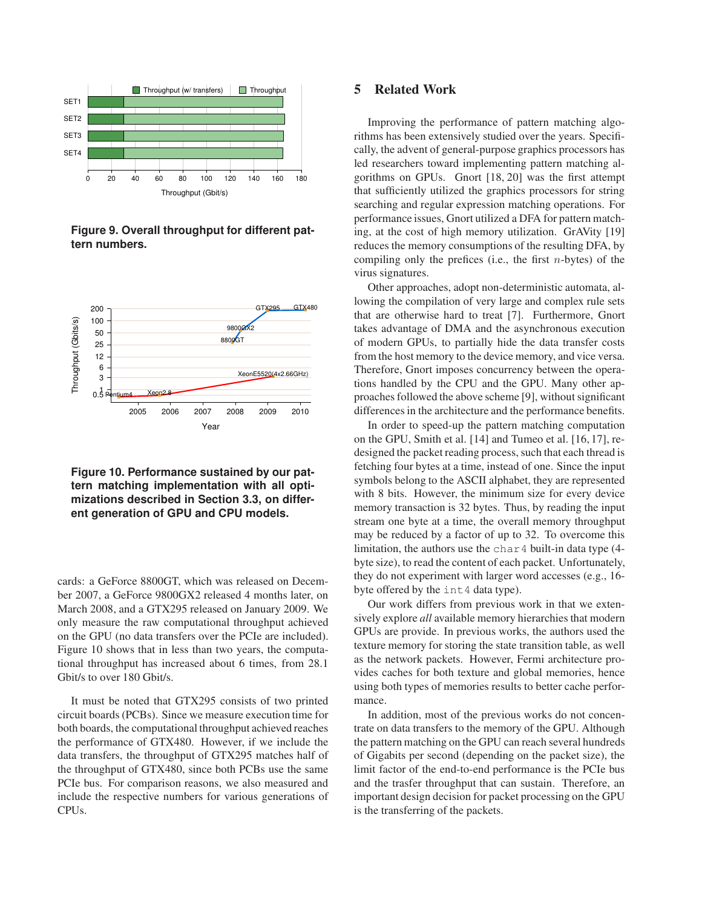**Figure 9. Overall throughput for different pattern numbers.**

**Figure 10. Performance sustained by our pattern matching implementation with all optimizations described in Section 3.3, on different generation of GPU and CPU models.**

cards: a GeForce 8800GT, which was released on December 2007, a GeForce 9800GX2 released 4 months later, on March 2008, and a GTX295 released on January 2009. We only measure the raw computational throughput achieved on the GPU (no data transfers over the PCIe are included). Figure 10 shows that in less than two years, the computational throughput has increased about 6 times, from 28.1 Gbit/s to over 180 Gbit/s.

It must be noted that GTX295 consists of two printed circuit boards (PCBs). Since we measure execution time for both boards, the computational throughput achieved reaches the performance of GTX480. However, if we include the data transfers, the throughput of GTX295 matches half of the throughput of GTX480, since both PCBs use the same PCIe bus. For comparison reasons, we also measured and include the respective numbers for various generations of CPUs.

## 5 Related Work

Improving the performance of pattern matching algorithms has been extensively studied over the years. Specifically, the advent of general-purpose graphics processors has led researchers toward implementing pattern matching algorithms on GPUs. Gnort [18, 20] was the first attempt that sufficiently utilized the graphics processors for string searching and regular expression matching operations. For performance issues, Gnort utilized a DFA for pattern matching, at the cost of high memory utilization. GrAVity [19] reduces the memory consumptions of the resulting DFA, by compiling only the prefices (i.e., the first $n$-bytes) of the virus signatures.

Other approaches, adopt non-deterministic automata, allowing the compilation of very large and complex rule sets that are otherwise hard to treat [7]. Furthermore, Gnort takes advantage of DMA and the asynchronous execution of modern GPUs, to partially hide the data transfer costs from the host memory to the device memory, and vice versa. Therefore, Gnort imposes concurrency between the operations handled by the CPU and the GPU. Many other approaches followed the above scheme [9], without significant differences in the architecture and the performance benefits.

In order to speed-up the pattern matching computation on the GPU, Smith et al. [14] and Tumeo et al. [16, 17], redesigned the packet reading process, such that each thread is fetching four bytes at a time, instead of one. Since the input symbols belong to the ASCII alphabet, they are represented with 8 bits. However, the minimum size for every device memory transaction is 32 bytes. Thus, by reading the input stream one byte at a time, the overall memory throughput may be reduced by a factor of up to 32. To overcome this limitation, the authors use the `char4` built-in data type (4-byte size), to read the content of each packet. Unfortunately, they do not experiment with larger word accesses (e.g., 16-byte offered by the `int4` data type).

Our work differs from previous work in that we extensively explore *all* available memory hierarchies that modern GPUs are provide. In previous works, the authors used the texture memory for storing the state transition table, as well as the network packets. However, Fermi architecture provides caches for both texture and global memories, hence using both types of memories results to better cache performance.

In addition, most of the previous works do not concentrate on data transfers to the memory of the GPU. Although the pattern matching on the GPU can reach several hundreds of Gigabits per second (depending on the packet size), the limit factor of the end-to-end performance is the PCIe bus and the trasfer throughput that can sustain. Therefore, an important design decision for packet processing on the GPU is the transferring of the packets.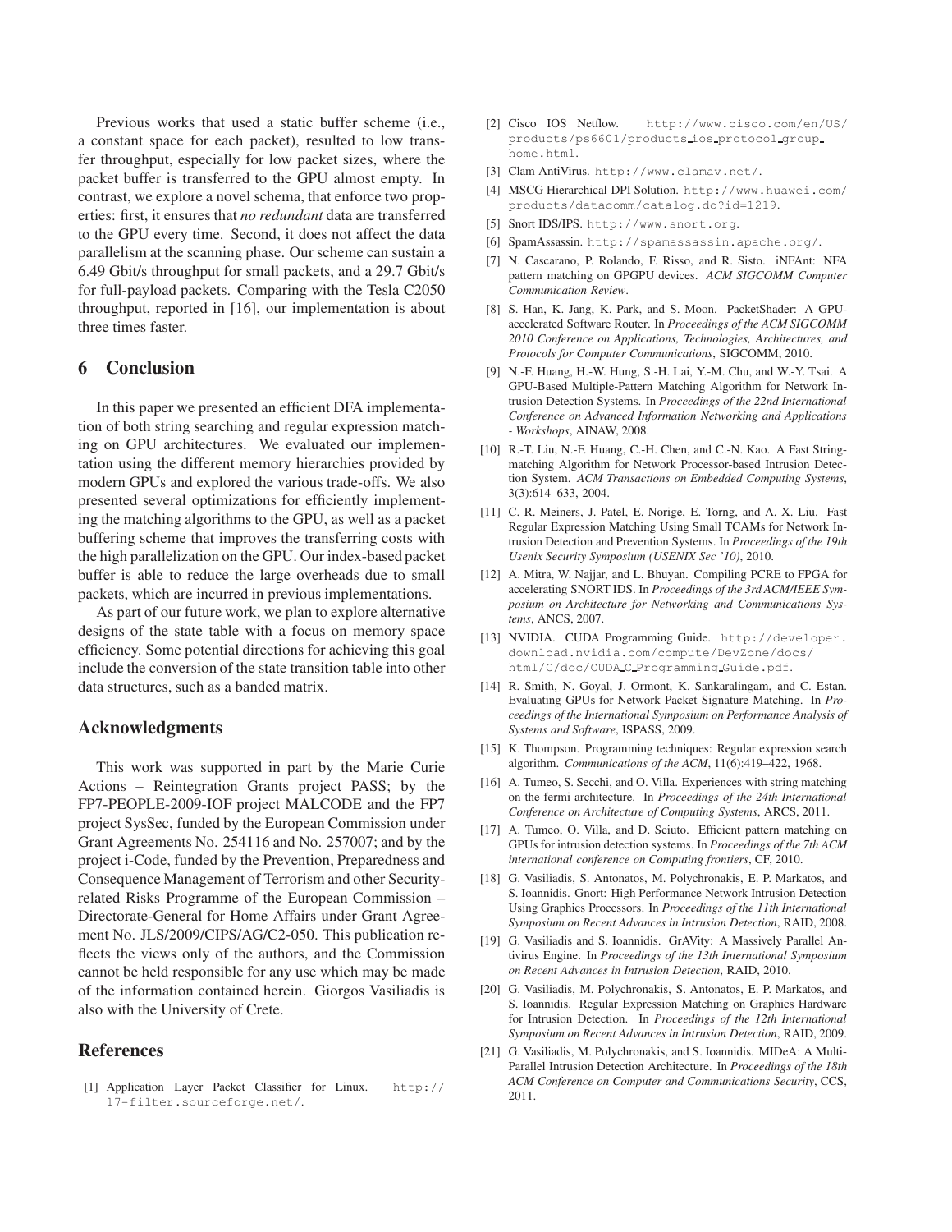Previous works that used a static buffer scheme (i.e., a constant space for each packet), resulted to low transfer throughput, especially for low packet sizes, where the packet buffer is transferred to the GPU almost empty. In contrast, we explore a novel schema, that enforce two properties: first, it ensures that *no redundant* data are transferred to the GPU every time. Second, it does not affect the data parallelism at the scanning phase. Our scheme can sustain a 6.49 Gbit/s throughput for small packets, and a 29.7 Gbit/s for full-payload packets. Comparing with the Tesla C2050 throughput, reported in [16], our implementation is about three times faster.

## 6 Conclusion

In this paper we presented an efficient DFA implementation of both string searching and regular expression matching on GPU architectures. We evaluated our implementation using the different memory hierarchies provided by modern GPUs and explored the various trade-offs. We also presented several optimizations for efficiently implementing the matching algorithms to the GPU, as well as a packet buffering scheme that improves the transferring costs with the high parallelization on the GPU. Our index-based packet buffer is able to reduce the large overheads due to small packets, which are incurred in previous implementations.

As part of our future work, we plan to explore alternative designs of the state table with a focus on memory space efficiency. Some potential directions for achieving this goal include the conversion of the state transition table into other data structures, such as a banded matrix.

## Acknowledgments

This work was supported in part by the Marie Curie Actions – Reintegration Grants project PASS; by the FP7-PEOPLE-2009-IOF project MALCODE and the FP7 project SysSec, funded by the European Commission under Grant Agreements No. 254116 and No. 257007; and by the project i-Code, funded by the Prevention, Preparedness and Consequence Management of Terrorism and other Security-related Risks Programme of the European Commission – Directorate-General for Home Affairs under Grant Agreement No. JLS/2009/CIPS/AG/C2-050. This publication reflects the views only of the authors, and the Commission cannot be held responsible for any use which may be made of the information contained herein. Giorgos Vasiliadis is also with the University of Crete.

## References

[1] Application Layer Packet Classifier for Linux. http://l7-filter.sourceforge.net/.

[2] Cisco IOS Netflow. http://www.cisco.com/en/US/products/ps6601/products_ios_protocol_group_home.html.

[3] Clam AntiVirus. http://www.clamav.net/.

[4] MSCG Hierarchical DPI Solution. http://www.huawei.com/products/datacomm/catalog.do?id=1219.

[5] Snort IDS/IPS. http://www.snort.org.

[6] SpamAssassin. http://spamassassin.apache.org/.

[7] N. Cascarano, P. Rolando, F. Risso, and R. Sisto. iNFAnt: NFA pattern matching on GPGPU devices. *ACM SIGCOMM Computer Communication Review*.

[8] S. Han, K. Jang, K. Park, and S. Moon. PacketShader: A GPU-accelerated Software Router. In *Proceedings of the ACM SIGCOMM 2010 Conference on Applications, Technologies, Architectures, and Protocols for Computer Communications*, SIGCOMM, 2010.

[9] N.-F. Huang, H.-W. Hung, S.-H. Lai, Y.-M. Chu, and W.-Y. Tsai. A GPU-Based Multiple-Pattern Matching Algorithm for Network Intrusion Detection Systems. In *Proceedings of the 22nd International Conference on Advanced Information Networking and Applications - Workshops*, AINAW, 2008.

[10] R.-T. Liu, N.-F. Huang, C.-H. Chen, and C.-N. Kao. A Fast String-matching Algorithm for Network Processor-based Intrusion Detection System. *ACM Transactions on Embedded Computing Systems*, 3(3):614–633, 2004.

[11] C. R. Meiners, J. Patel, E. Norige, E. Torng, and A. X. Liu. Fast Regular Expression Matching Using Small TCAMs for Network Intrusion Detection and Prevention Systems. In *Proceedings of the 19th Usenix Security Symposium (USENIX Sec '10)*, 2010.

[12] A. Mitra, W. Najjar, and L. Bhuyan. Compiling PCRE to FPGA for accelerating SNORT IDS. In *Proceedings of the 3rd ACM/IEEE Symposium on Architecture for Networking and Communications Systems*, ANCS, 2007.

[13] NVIDIA. CUDA Programming Guide. http://developer.download.nvidia.com/compute/DevZone/docs/html/C/doc/CUDA_C_Programming_Guide.pdf.

[14] R. Smith, N. Goyal, J. Ormont, K. Sankaralingam, and C. Estan. Evaluating GPUs for Network Packet Signature Matching. In *Proceedings of the International Symposium on Performance Analysis of Systems and Software*, ISPASS, 2009.

[15] K. Thompson. Programming techniques: Regular expression search algorithm. *Communications of the ACM*, 11(6):419–422, 1968.

[16] A. Tumeo, S. Secchi, and O. Villa. Experiences with string matching on the fermi architecture. In *Proceedings of the 24th International Conference on Architecture of Computing Systems*, ARCS, 2011.

[17] A. Tumeo, O. Villa, and D. Sciuto. Efficient pattern matching on GPUs for intrusion detection systems. In *Proceedings of the 7th ACM international conference on Computing frontiers*, CF, 2010.

[18] G. Vasiliadis, S. Antonatos, M. Polychronakis, E. P. Markatos, and S. Ioannidis. Gnort: High Performance Network Intrusion Detection Using Graphics Processors. In *Proceedings of the 11th International Symposium on Recent Advances in Intrusion Detection*, RAID, 2008.

[19] G. Vasiliadis and S. Ioannidis. GrAVity: A Massively Parallel Antivirus Engine. In *Proceedings of the 13th International Symposium on Recent Advances in Intrusion Detection*, RAID, 2010.

[20] G. Vasiliadis, M. Polychronakis, S. Antonatos, E. P. Markatos, and S. Ioannidis. Regular Expression Matching on Graphics Hardware for Intrusion Detection. In *Proceedings of the 12th International Symposium on Recent Advances in Intrusion Detection*, RAID, 2009.

[21] G. Vasiliadis, M. Polychronakis, and S. Ioannidis. MIDeA: A Multi-Parallel Intrusion Detection Architecture. In *Proceedings of the 18th ACM Conference on Computer and Communications Security*, CCS, 2011.